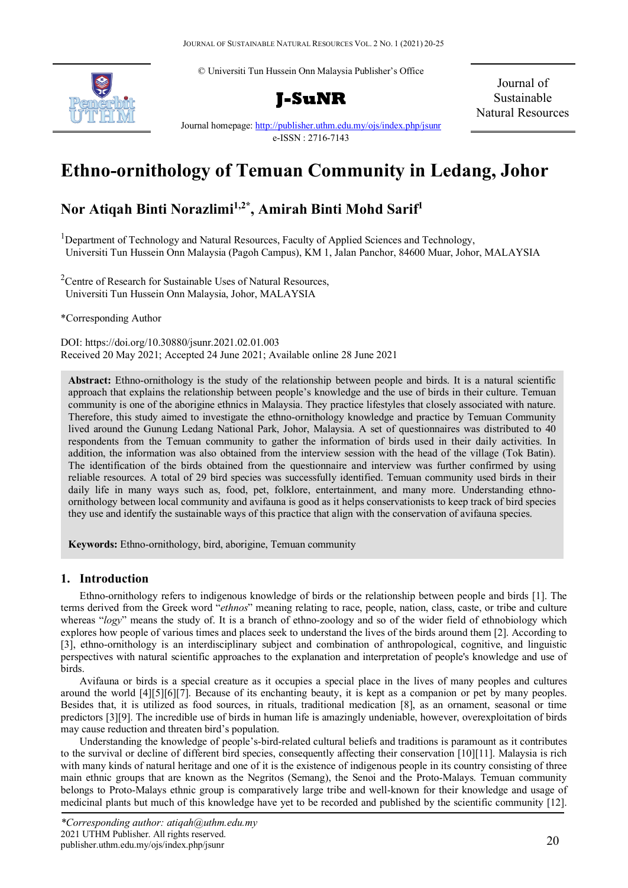© Universiti Tun Hussein Onn Malaysia Publisher's Office

**J-SuNR**

Journal of Sustainable Natural Resources

Journal homepage: http://publisher.uthm.edu.my/ojs/index.php/jsunr

e-ISSN : 2716-7143

# Ethno-ornithology of Temuan Community in Ledang, Johor

## Nor Atiqah Binti Norazlimi[1,2*], Amirah Binti Mohd Sarif[1]

[1]Department of Technology and Natural Resources, Faculty of Applied Sciences and Technology, Universiti Tun Hussein Onn Malaysia (Pagoh Campus), KM 1, Jalan Panchor, 84600 Muar, Johor, MALAYSIA

[2]Centre of Research for Sustainable Uses of Natural Resources, Universiti Tun Hussein Onn Malaysia, Johor, MALAYSIA

*Corresponding Author

DOI: https://doi.org/10.30880/jsunr.2021.02.01.003

Received 20 May 2021; Accepted 24 June 2021; Available online 28 June 2021

**Abstract:** Ethno-ornithology is the study of the relationship between people and birds. It is a natural scientific approach that explains the relationship between people's knowledge and the use of birds in their culture. Temuan community is one of the aborigine ethnics in Malaysia. They practice lifestyles that closely associated with nature. Therefore, this study aimed to investigate the ethno-ornithology knowledge and practice by Temuan Community lived around the Gunung Ledang National Park, Johor, Malaysia. A set of questionnaires was distributed to 40 respondents from the Temuan community to gather the information of birds used in their daily activities. In addition, the information was also obtained from the interview session with the head of the village (Tok Batin). The identification of the birds obtained from the questionnaire and interview was further confirmed by using reliable resources. A total of 29 bird species was successfully identified. Temuan community used birds in their daily life in many ways such as, food, pet, folklore, entertainment, and many more. Understanding ethno-ornithology between local community and avifauna is good as it helps conservationists to keep track of bird species they use and identify the sustainable ways of this practice that align with the conservation of avifauna species.

**Keywords:** Ethno-ornithology, bird, aborigine, Temuan community

## 1. Introduction

Ethno-ornithology refers to indigenous knowledge of birds or the relationship between people and birds [1]. The terms derived from the Greek word "*ethnos*" meaning relating to race, people, nation, class, caste, or tribe and culture whereas "*logy*" means the study of. It is a branch of ethno-zoology and so of the wider field of ethnobiology which explores how people of various times and places seek to understand the lives of the birds around them [2]. According to [3], ethno-ornithology is an interdisciplinary subject and combination of anthropological, cognitive, and linguistic perspectives with natural scientific approaches to the explanation and interpretation of people's knowledge and use of birds.

Avifauna or birds is a special creature as it occupies a special place in the lives of many peoples and cultures around the world [4][5][6][7]. Because of its enchanting beauty, it is kept as a companion or pet by many peoples. Besides that, it is utilized as food sources, in rituals, traditional medication [8], as an ornament, seasonal or time predictors [3][9]. The incredible use of birds in human life is amazingly undeniable, however, overexploitation of birds may cause reduction and threaten bird's population.

Understanding the knowledge of people's-bird-related cultural beliefs and traditions is paramount as it contributes to the survival or decline of different bird species, consequently affecting their conservation [10][11]. Malaysia is rich with many kinds of natural heritage and one of it is the existence of indigenous people in its country consisting of three main ethnic groups that are known as the Negritos (Semang), the Senoi and the Proto-Malays. Temuan community belongs to Proto-Malays ethnic group is comparatively large tribe and well-known for their knowledge and usage of medicinal plants but much of this knowledge have yet to be recorded and published by the scientific community [12].

*\*Corresponding author: atiqah@uthm.edu.my*
2021 UTHM Publisher. All rights reserved.
publisher.uthm.edu.my/ojs/index.php/jsunr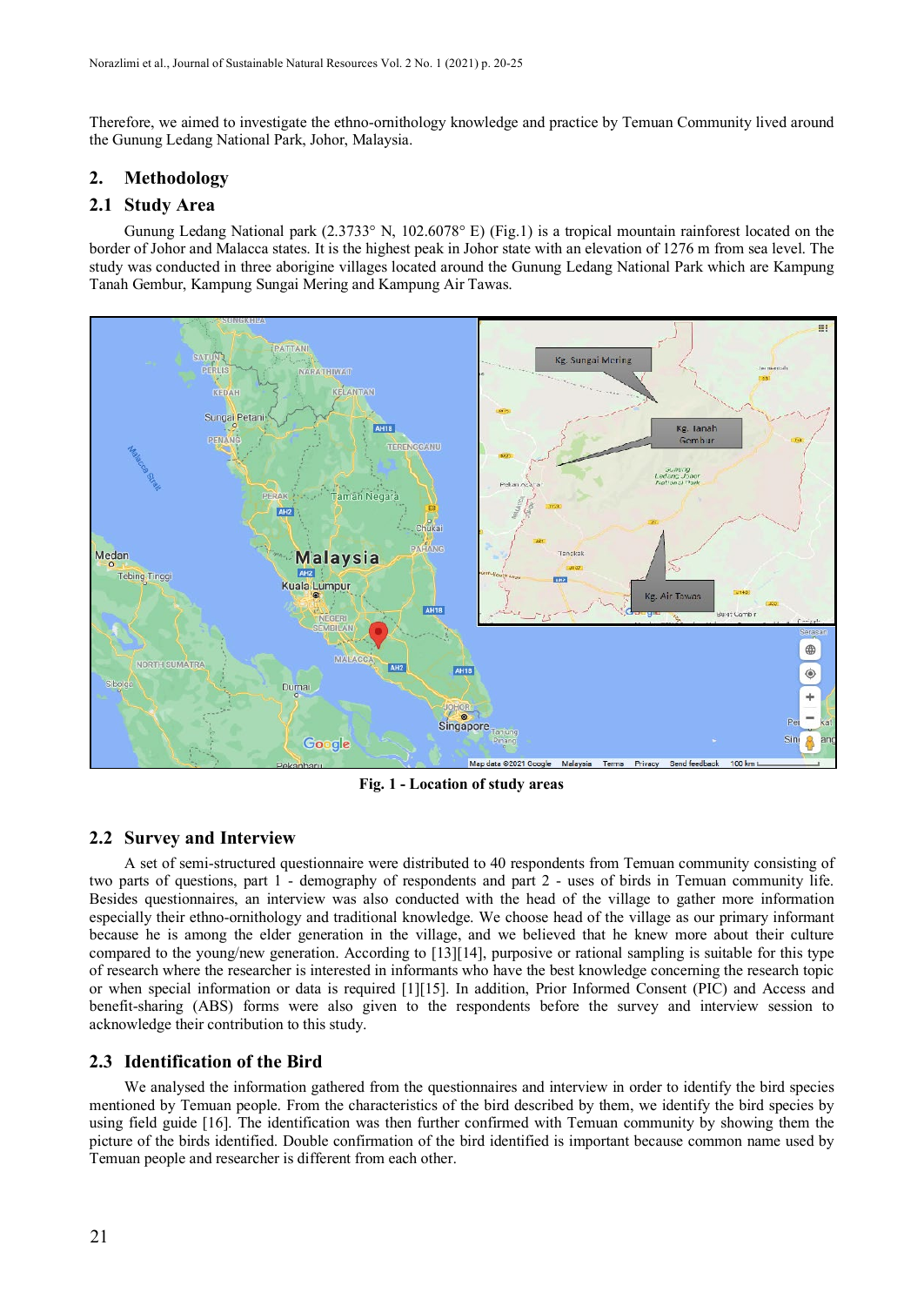Therefore, we aimed to investigate the ethno-ornithology knowledge and practice by Temuan Community lived around the Gunung Ledang National Park, Johor, Malaysia.

## 2. Methodology

### 2.1 Study Area

Gunung Ledang National park (2.3733° N, 102.6078° E) (Fig.1) is a tropical mountain rainforest located on the border of Johor and Malacca states. It is the highest peak in Johor state with an elevation of 1276 m from sea level. The study was conducted in three aborigine villages located around the Gunung Ledang National Park which are Kampung Tanah Gembur, Kampung Sungai Mering and Kampung Air Tawas.

**Fig. 1 - Location of study areas**

### 2.2 Survey and Interview

A set of semi-structured questionnaire were distributed to 40 respondents from Temuan community consisting of two parts of questions, part 1 - demography of respondents and part 2 - uses of birds in Temuan community life. Besides questionnaires, an interview was also conducted with the head of the village to gather more information especially their ethno-ornithology and traditional knowledge. We choose head of the village as our primary informant because he is among the elder generation in the village, and we believed that he knew more about their culture compared to the young/new generation. According to [13][14], purposive or rational sampling is suitable for this type of research where the researcher is interested in informants who have the best knowledge concerning the research topic or when special information or data is required [1][15]. In addition, Prior Informed Consent (PIC) and Access and benefit-sharing (ABS) forms were also given to the respondents before the survey and interview session to acknowledge their contribution to this study.

### 2.3 Identification of the Bird

We analysed the information gathered from the questionnaires and interview in order to identify the bird species mentioned by Temuan people. From the characteristics of the bird described by them, we identify the bird species by using field guide [16]. The identification was then further confirmed with Temuan community by showing them the picture of the birds identified. Double confirmation of the bird identified is important because common name used by Temuan people and researcher is different from each other.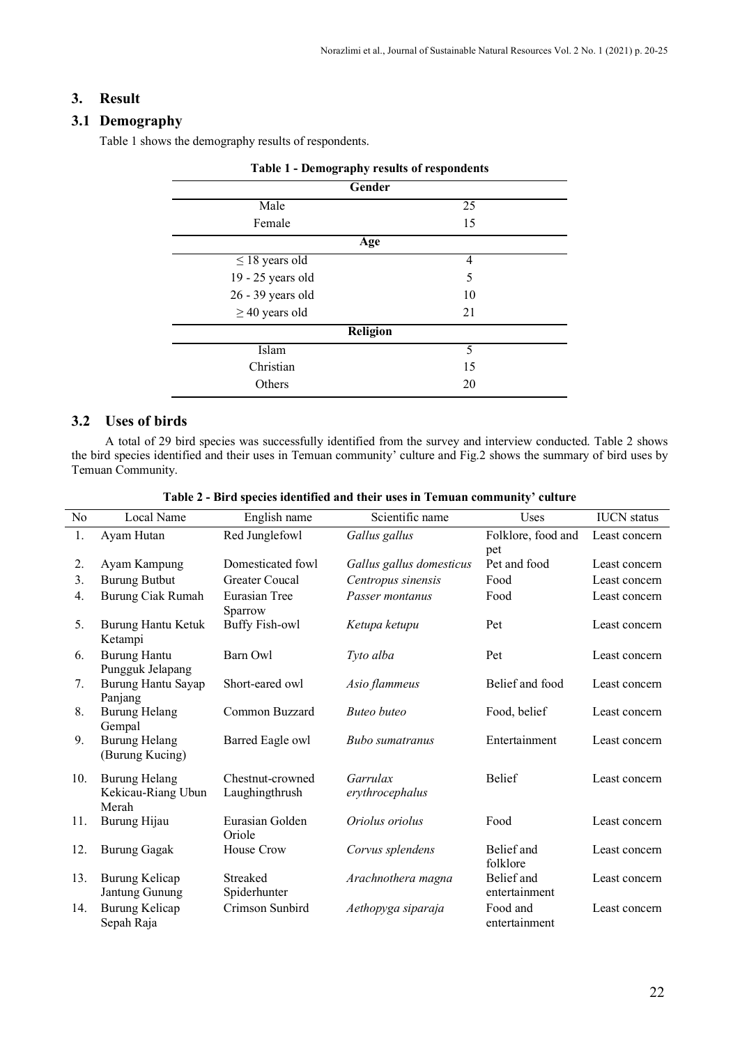## 3. Result

### 3.1 Demography

Table 1 shows the demography results of respondents.

**Table 1 - Demography results of respondents**

| **Gender** | |
|---|---|
| Male | 25 |
| Female | 15 |
| **Age** | |
| ≤ 18 years old | 4 |
| 19 - 25 years old | 5 |
| 26 - 39 years old | 10 |
| ≥ 40 years old | 21 |
| **Religion** | |
| Islam | 5 |
| Christian | 15 |
| Others | 20 |

### 3.2 Uses of birds

A total of 29 bird species was successfully identified from the survey and interview conducted. Table 2 shows the bird species identified and their uses in Temuan community' culture and Fig.2 shows the summary of bird uses by Temuan Community.

**Table 2 - Bird species identified and their uses in Temuan community' culture**

| No | Local Name | English name | Scientific name | Uses | IUCN status |
|---|---|---|---|---|---|
| 1. | Ayam Hutan | Red Junglefowl | *Gallus gallus* | Folklore, food and pet | Least concern |
| 2. | Ayam Kampung | Domesticated fowl | *Gallus gallus domesticus* | Pet and food | Least concern |
| 3. | Burung Butbut | Greater Coucal | *Centropus sinensis* | Food | Least concern |
| 4. | Burung Ciak Rumah | Eurasian Tree Sparrow | *Passer montanus* | Food | Least concern |
| 5. | Burung Hantu Ketuk Ketampi | Buffy Fish-owl | *Ketupa ketupu* | Pet | Least concern |
| 6. | Burung Hantu Pungguk Jelapang | Barn Owl | *Tyto alba* | Pet | Least concern |
| 7. | Burung Hantu Sayap Panjang | Short-eared owl | *Asio flammeus* | Belief and food | Least concern |
| 8. | Burung Helang Gempal | Common Buzzard | *Buteo buteo* | Food, belief | Least concern |
| 9. | Burung Helang (Burung Kucing) | Barred Eagle owl | *Bubo sumatranus* | Entertainment | Least concern |
| 10. | Burung Helang Kekicau-Riang Ubun Merah | Chestnut-crowned Laughingthrush | *Garrulax erythrocephalus* | Belief | Least concern |
| 11. | Burung Hijau | Eurasian Golden Oriole | *Oriolus oriolus* | Food | Least concern |
| 12. | Burung Gagak | House Crow | *Corvus splendens* | Belief and folklore | Least concern |
| 13. | Burung Kelicap Jantung Gunung | Streaked Spiderhunter | *Arachnothera magna* | Belief and entertainment | Least concern |
| 14. | Burung Kelicap Sepah Raja | Crimson Sunbird | *Aethopyga siparaja* | Food and entertainment | Least concern |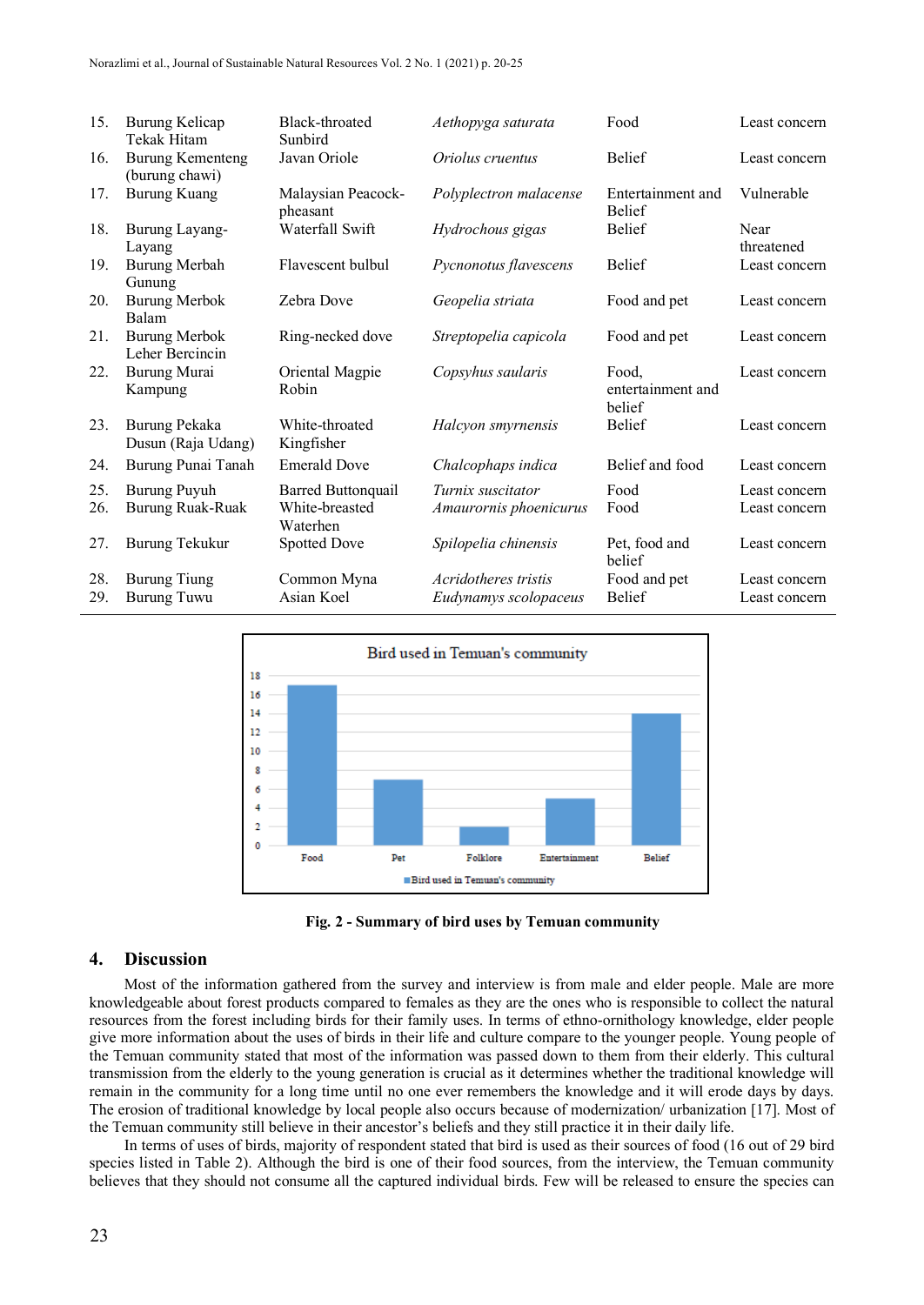| 15. | Burung Kelicap Tekak Hitam | Black-throated Sunbird | *Aethopyga saturata* | Food | Least concern |
|---|---|---|---|---|---|
| 16. | Burung Kementeng (burung chawi) | Javan Oriole | *Oriolus cruentus* | Belief | Least concern |
| 17. | Burung Kuang | Malaysian Peacock-pheasant | *Polyplectron malacense* | Entertainment and Belief | Vulnerable |
| 18. | Burung Layang-Layang | Waterfall Swift | *Hydrochous gigas* | Belief | Near threatened |
| 19. | Burung Merbah Gunung | Flavescent bulbul | *Pycnonotus flavescens* | Belief | Least concern |
| 20. | Burung Merbok Balam | Zebra Dove | *Geopelia striata* | Food and pet | Least concern |
| 21. | Burung Merbok Leher Bercincin | Ring-necked dove | *Streptopelia capicola* | Food and pet | Least concern |
| 22. | Burung Murai Kampung | Oriental Magpie Robin | *Copsyhus saularis* | Food, entertainment and belief | Least concern |
| 23. | Burung Pekaka Dusun (Raja Udang) | White-throated Kingfisher | *Halcyon smyrnensis* | Belief | Least concern |
| 24. | Burung Punai Tanah | Emerald Dove | *Chalcophaps indica* | Belief and food | Least concern |
| 25. | Burung Puyuh | Barred Buttonquail | *Turnix suscitator* | Food | Least concern |
| 26. | Burung Ruak-Ruak | White-breasted Waterhen | *Amaurornis phoenicurus* | Food | Least concern |
| 27. | Burung Tekukur | Spotted Dove | *Spilopelia chinensis* | Pet, food and belief | Least concern |
| 28. | Burung Tiung | Common Myna | *Acridotheres tristis* | Food and pet | Least concern |
| 29. | Burung Tuwu | Asian Koel | *Eudynamys scolopaceus* | Belief | Least concern |

**Fig. 2 - Summary of bird uses by Temuan community**

## 4. Discussion

Most of the information gathered from the survey and interview is from male and elder people. Male are more knowledgeable about forest products compared to females as they are the ones who is responsible to collect the natural resources from the forest including birds for their family uses. In terms of ethno-ornithology knowledge, elder people give more information about the uses of birds in their life and culture compare to the younger people. Young people of the Temuan community stated that most of the information was passed down to them from their elderly. This cultural transmission from the elderly to the young generation is crucial as it determines whether the traditional knowledge will remain in the community for a long time until no one ever remembers the knowledge and it will erode days by days. The erosion of traditional knowledge by local people also occurs because of modernization/ urbanization [17]. Most of the Temuan community still believe in their ancestor's beliefs and they still practice it in their daily life.

In terms of uses of birds, majority of respondent stated that bird is used as their sources of food (16 out of 29 bird species listed in Table 2). Although the bird is one of their food sources, from the interview, the Temuan community believes that they should not consume all the captured individual birds. Few will be released to ensure the species can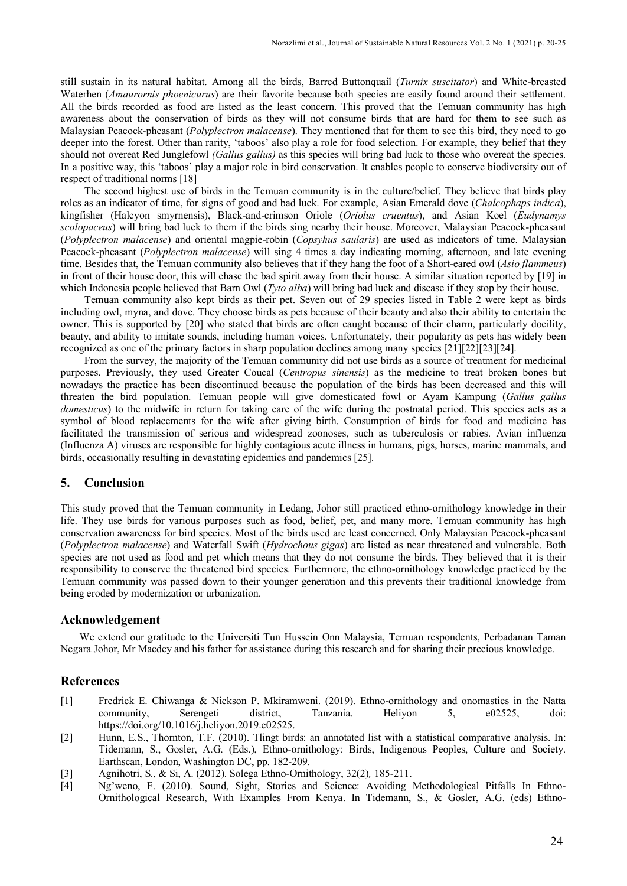still sustain in its natural habitat. Among all the birds, Barred Buttonquail (*Turnix suscitator*) and White-breasted Waterhen (*Amaurornis phoenicurus*) are their favorite because both species are easily found around their settlement. All the birds recorded as food are listed as the least concern. This proved that the Temuan community has high awareness about the conservation of birds as they will not consume birds that are hard for them to see such as Malaysian Peacock-pheasant (*Polyplectron malacense*). They mentioned that for them to see this bird, they need to go deeper into the forest. Other than rarity, 'taboos' also play a role for food selection. For example, they belief that they should not overeat Red Junglefowl *(Gallus gallus)* as this species will bring bad luck to those who overeat the species. In a positive way, this 'taboos' play a major role in bird conservation. It enables people to conserve biodiversity out of respect of traditional norms [18]

The second highest use of birds in the Temuan community is in the culture/belief. They believe that birds play roles as an indicator of time, for signs of good and bad luck. For example, Asian Emerald dove (*Chalcophaps indica*), kingfisher (Halcyon smyrnensis), Black-and-crimson Oriole (*Oriolus cruentus*), and Asian Koel (*Eudynamys scolopaceus*) will bring bad luck to them if the birds sing nearby their house. Moreover, Malaysian Peacock-pheasant (*Polyplectron malacense*) and oriental magpie-robin (*Copsyhus saularis*) are used as indicators of time. Malaysian Peacock-pheasant (*Polyplectron malacense*) will sing 4 times a day indicating morning, afternoon, and late evening time. Besides that, the Temuan community also believes that if they hang the foot of a Short-eared owl (*Asio flammeus*) in front of their house door, this will chase the bad spirit away from their house. A similar situation reported by [19] in which Indonesia people believed that Barn Owl (*Tyto alba*) will bring bad luck and disease if they stop by their house.

Temuan community also kept birds as their pet. Seven out of 29 species listed in Table 2 were kept as birds including owl, myna, and dove. They choose birds as pets because of their beauty and also their ability to entertain the owner. This is supported by [20] who stated that birds are often caught because of their charm, particularly docility, beauty, and ability to imitate sounds, including human voices. Unfortunately, their popularity as pets has widely been recognized as one of the primary factors in sharp population declines among many species [21][22][23][24].

From the survey, the majority of the Temuan community did not use birds as a source of treatment for medicinal purposes. Previously, they used Greater Coucal (*Centropus sinensis*) as the medicine to treat broken bones but nowadays the practice has been discontinued because the population of the birds has been decreased and this will threaten the bird population. Temuan people will give domesticated fowl or Ayam Kampung (*Gallus gallus domesticus*) to the midwife in return for taking care of the wife during the postnatal period. This species acts as a symbol of blood replacements for the wife after giving birth. Consumption of birds for food and medicine has facilitated the transmission of serious and widespread zoonoses, such as tuberculosis or rabies. Avian influenza (Influenza A) viruses are responsible for highly contagious acute illness in humans, pigs, horses, marine mammals, and birds, occasionally resulting in devastating epidemics and pandemics [25].

## 5. Conclusion

This study proved that the Temuan community in Ledang, Johor still practiced ethno-ornithology knowledge in their life. They use birds for various purposes such as food, belief, pet, and many more. Temuan community has high conservation awareness for bird species. Most of the birds used are least concerned. Only Malaysian Peacock-pheasant (*Polyplectron malacense*) and Waterfall Swift (*Hydrochous gigas*) are listed as near threatened and vulnerable. Both species are not used as food and pet which means that they do not consume the birds. They believed that it is their responsibility to conserve the threatened bird species. Furthermore, the ethno-ornithology knowledge practiced by the Temuan community was passed down to their younger generation and this prevents their traditional knowledge from being eroded by modernization or urbanization.

## Acknowledgement

We extend our gratitude to the Universiti Tun Hussein Onn Malaysia, Temuan respondents, Perbadanan Taman Negara Johor, Mr Macdey and his father for assistance during this research and for sharing their precious knowledge.

## References

[1] Fredrick E. Chiwanga & Nickson P. Mkiramweni. (2019). Ethno-ornithology and onomastics in the Natta community, Serengeti district, Tanzania. Heliyon 5, e02525, doi: https://doi.org/10.1016/j.heliyon.2019.e02525.

[2] Hunn, E.S., Thornton, T.F. (2010). Tlingt birds: an annotated list with a statistical comparative analysis. In: Tidemann, S., Gosler, A.G. (Eds.), Ethno-ornithology: Birds, Indigenous Peoples, Culture and Society. Earthscan, London, Washington DC, pp. 182-209.

[3] Agnihotri, S., & Si, A. (2012). Solega Ethno-Ornithology, 32(2), 185-211.

[4] Ng'weno, F. (2010). Sound, Sight, Stories and Science: Avoiding Methodological Pitfalls In Ethno-Ornithological Research, With Examples From Kenya. In Tidemann, S., & Gosler, A.G. (eds) Ethno-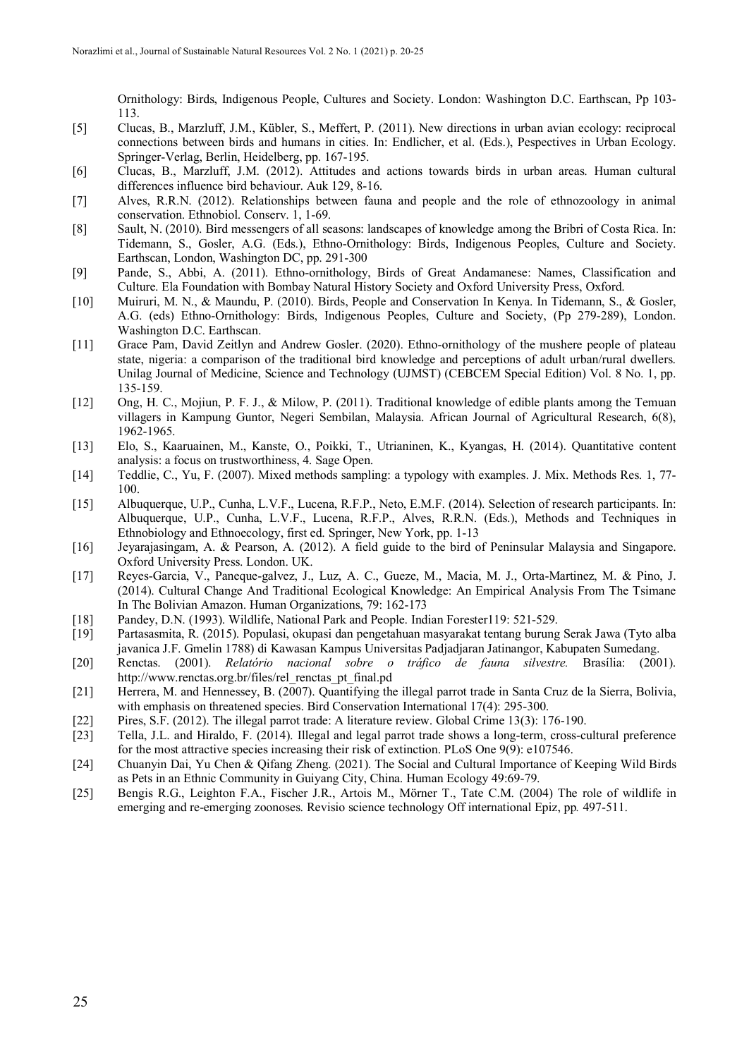Ornithology: Birds, Indigenous People, Cultures and Society. London: Washington D.C. Earthscan, Pp 103-113.

[5] Clucas, B., Marzluff, J.M., Kübler, S., Meffert, P. (2011). New directions in urban avian ecology: reciprocal connections between birds and humans in cities. In: Endlicher, et al. (Eds.), Pespectives in Urban Ecology. Springer-Verlag, Berlin, Heidelberg, pp. 167-195.

[6] Clucas, B., Marzluff, J.M. (2012). Attitudes and actions towards birds in urban areas. Human cultural differences influence bird behaviour. Auk 129, 8-16.

[7] Alves, R.R.N. (2012). Relationships between fauna and people and the role of ethnozoology in animal conservation. Ethnobiol. Conserv. 1, 1-69.

[8] Sault, N. (2010). Bird messengers of all seasons: landscapes of knowledge among the Bribri of Costa Rica. In: Tidemann, S., Gosler, A.G. (Eds.), Ethno-Ornithology: Birds, Indigenous Peoples, Culture and Society. Earthscan, London, Washington DC, pp. 291-300

[9] Pande, S., Abbi, A. (2011). Ethno-ornithology, Birds of Great Andamanese: Names, Classification and Culture. Ela Foundation with Bombay Natural History Society and Oxford University Press, Oxford.

[10] Muiruri, M. N., & Maundu, P. (2010). Birds, People and Conservation In Kenya. In Tidemann, S., & Gosler, A.G. (eds) Ethno-Ornithology: Birds, Indigenous Peoples, Culture and Society, (Pp 279-289), London. Washington D.C. Earthscan.

[11] Grace Pam, David Zeitlyn and Andrew Gosler. (2020). Ethno-ornithology of the mushere people of plateau state, nigeria: a comparison of the traditional bird knowledge and perceptions of adult urban/rural dwellers. Unilag Journal of Medicine, Science and Technology (UJMST) (CEBCEM Special Edition) Vol. 8 No. 1, pp. 135-159.

[12] Ong, H. C., Mojiun, P. F. J., & Milow, P. (2011). Traditional knowledge of edible plants among the Temuan villagers in Kampung Guntor, Negeri Sembilan, Malaysia. African Journal of Agricultural Research, 6(8), 1962-1965.

[13] Elo, S., Kaaruainen, M., Kanste, O., Poikki, T., Utrianinen, K., Kyangas, H. (2014). Quantitative content analysis: a focus on trustworthiness, 4. Sage Open.

[14] Teddlie, C., Yu, F. (2007). Mixed methods sampling: a typology with examples. J. Mix. Methods Res. 1, 77-100.

[15] Albuquerque, U.P., Cunha, L.V.F., Lucena, R.F.P., Neto, E.M.F. (2014). Selection of research participants. In: Albuquerque, U.P., Cunha, L.V.F., Lucena, R.F.P., Alves, R.R.N. (Eds.), Methods and Techniques in Ethnobiology and Ethnoecology, first ed. Springer, New York, pp. 1-13

[16] Jeyarajasingam, A. & Pearson, A. (2012). A field guide to the bird of Peninsular Malaysia and Singapore. Oxford University Press. London. UK.

[17] Reyes-Garcia, V., Paneque-galvez, J., Luz, A. C., Gueze, M., Macia, M. J., Orta-Martinez, M. & Pino, J. (2014). Cultural Change And Traditional Ecological Knowledge: An Empirical Analysis From The Tsimane In The Bolivian Amazon. Human Organizations, 79: 162-173

[18] Pandey, D.N. (1993). Wildlife, National Park and People. Indian Forester119: 521-529.

[19] Partasasmita, R. (2015). Populasi, okupasi dan pengetahuan masyarakat tentang burung Serak Jawa (Tyto alba javanica J.F. Gmelin 1788) di Kawasan Kampus Universitas Padjadjaran Jatinangor, Kabupaten Sumedang.

[20] Renctas. (2001). *Relatório nacional sobre o tráfico de fauna silvestre.* Brasília: (2001). http://www.renctas.org.br/files/rel_renctas_pt_final.pd

[21] Herrera, M. and Hennessey, B. (2007). Quantifying the illegal parrot trade in Santa Cruz de la Sierra, Bolivia, with emphasis on threatened species. Bird Conservation International 17(4): 295-300.

[22] Pires, S.F. (2012). The illegal parrot trade: A literature review. Global Crime 13(3): 176-190.

[23] Tella, J.L. and Hiraldo, F. (2014). Illegal and legal parrot trade shows a long-term, cross-cultural preference for the most attractive species increasing their risk of extinction. PLoS One 9(9): e107546.

[24] Chuanyin Dai, Yu Chen & Qifang Zheng. (2021). The Social and Cultural Importance of Keeping Wild Birds as Pets in an Ethnic Community in Guiyang City, China. Human Ecology 49:69-79.

[25] Bengis R.G., Leighton F.A., Fischer J.R., Artois M., Mörner T., Tate C.M. (2004) The role of wildlife in emerging and re-emerging zoonoses. Revisio science technology Off international Epiz, pp. 497-511.